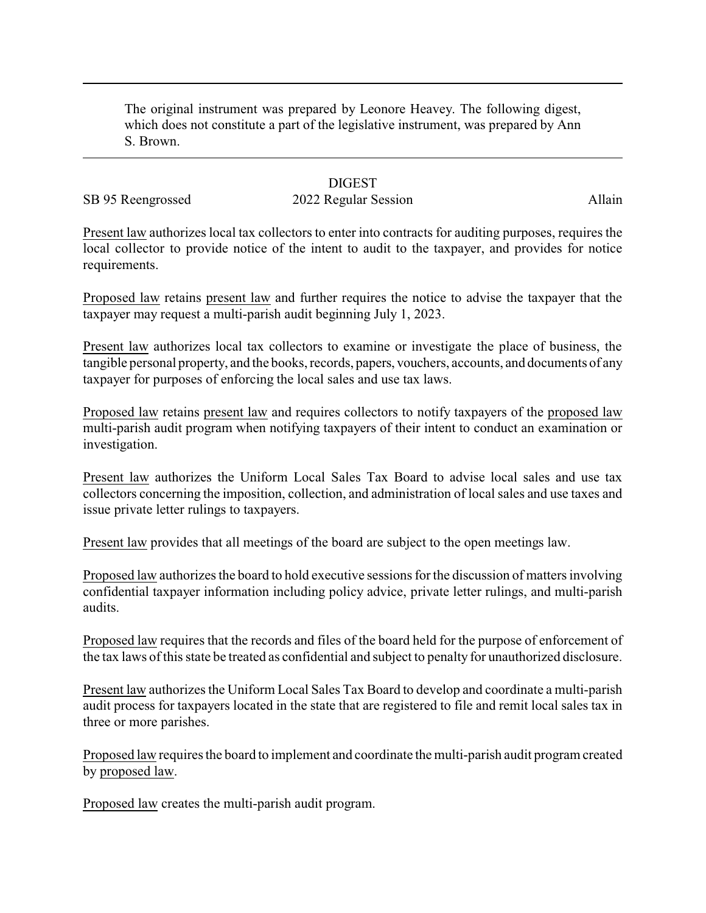The original instrument was prepared by Leonore Heavey. The following digest, which does not constitute a part of the legislative instrument, was prepared by Ann S. Brown.

# DIGEST

SB 95 Reengrossed 2022 Regular Session Allain

Present law authorizes local tax collectors to enter into contracts for auditing purposes, requires the local collector to provide notice of the intent to audit to the taxpayer, and provides for notice requirements.

Proposed law retains present law and further requires the notice to advise the taxpayer that the taxpayer may request a multi-parish audit beginning July 1, 2023.

Present law authorizes local tax collectors to examine or investigate the place of business, the tangible personal property, and the books, records, papers, vouchers, accounts, and documents of any taxpayer for purposes of enforcing the local sales and use tax laws.

Proposed law retains present law and requires collectors to notify taxpayers of the proposed law multi-parish audit program when notifying taxpayers of their intent to conduct an examination or investigation.

Present law authorizes the Uniform Local Sales Tax Board to advise local sales and use tax collectors concerning the imposition, collection, and administration of local sales and use taxes and issue private letter rulings to taxpayers.

Present law provides that all meetings of the board are subject to the open meetings law.

Proposed law authorizes the board to hold executive sessions for the discussion of matters involving confidential taxpayer information including policy advice, private letter rulings, and multi-parish audits.

Proposed law requires that the records and files of the board held for the purpose of enforcement of the tax laws of this state be treated as confidential and subject to penalty for unauthorized disclosure.

Present law authorizes the Uniform Local Sales Tax Board to develop and coordinate a multi-parish audit process for taxpayers located in the state that are registered to file and remit local sales tax in three or more parishes.

Proposed law requires the board to implement and coordinate the multi-parish audit program created by proposed law.

Proposed law creates the multi-parish audit program.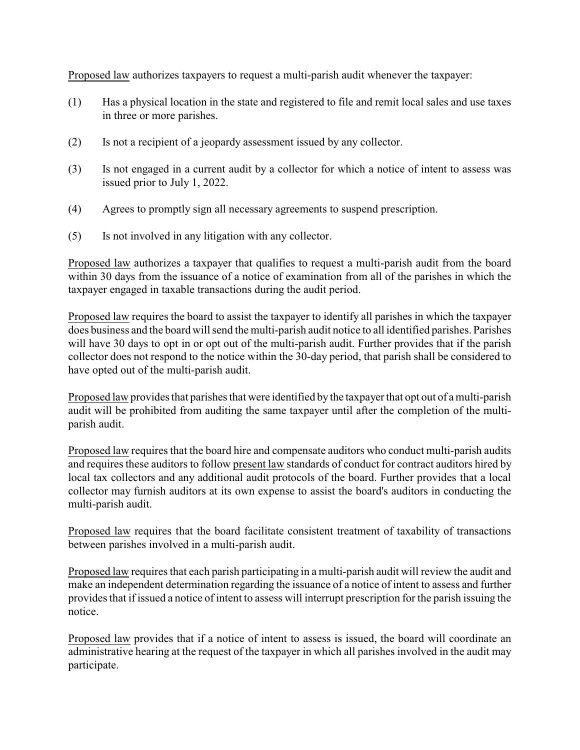Proposed law authorizes taxpayers to request a multi-parish audit whenever the taxpayer:

(1) Has a physical location in the state and registered to file and remit local sales and use taxes in three or more parishes.

(2) Is not a recipient of a jeopardy assessment issued by any collector.

(3) Is not engaged in a current audit by a collector for which a notice of intent to assess was issued prior to July 1, 2022.

(4) Agrees to promptly sign all necessary agreements to suspend prescription.

(5) Is not involved in any litigation with any collector.

Proposed law authorizes a taxpayer that qualifies to request a multi-parish audit from the board within 30 days from the issuance of a notice of examination from all of the parishes in which the taxpayer engaged in taxable transactions during the audit period.

Proposed law requires the board to assist the taxpayer to identify all parishes in which the taxpayer does business and the board will send the multi-parish audit notice to all identified parishes. Parishes will have 30 days to opt in or opt out of the multi-parish audit. Further provides that if the parish collector does not respond to the notice within the 30-day period, that parish shall be considered to have opted out of the multi-parish audit.

Proposed law provides that parishes that were identified by the taxpayer that opt out of a multi-parish audit will be prohibited from auditing the same taxpayer until after the completion of the multi-parish audit.

Proposed law requires that the board hire and compensate auditors who conduct multi-parish audits and requires these auditors to follow present law standards of conduct for contract auditors hired by local tax collectors and any additional audit protocols of the board. Further provides that a local collector may furnish auditors at its own expense to assist the board's auditors in conducting the multi-parish audit.

Proposed law requires that the board facilitate consistent treatment of taxability of transactions between parishes involved in a multi-parish audit.

Proposed law requires that each parish participating in a multi-parish audit will review the audit and make an independent determination regarding the issuance of a notice of intent to assess and further provides that if issued a notice of intent to assess will interrupt prescription for the parish issuing the notice.

Proposed law provides that if a notice of intent to assess is issued, the board will coordinate an administrative hearing at the request of the taxpayer in which all parishes involved in the audit may participate.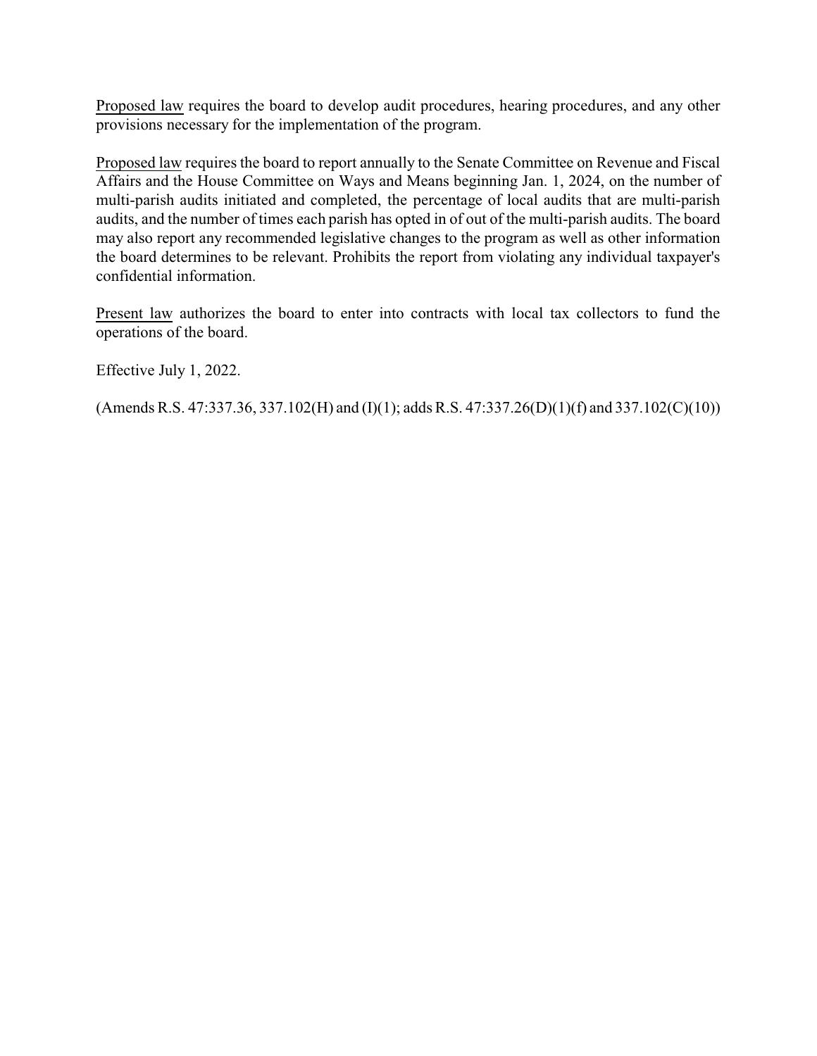<u>Proposed law</u> requires the board to develop audit procedures, hearing procedures, and any other provisions necessary for the implementation of the program.

<u>Proposed law</u> requires the board to report annually to the Senate Committee on Revenue and Fiscal Affairs and the House Committee on Ways and Means beginning Jan. 1, 2024, on the number of multi-parish audits initiated and completed, the percentage of local audits that are multi-parish audits, and the number of times each parish has opted in of out of the multi-parish audits. The board may also report any recommended legislative changes to the program as well as other information the board determines to be relevant. Prohibits the report from violating any individual taxpayer's confidential information.

<u>Present law</u> authorizes the board to enter into contracts with local tax collectors to fund the operations of the board.

Effective July 1, 2022.

(Amends R.S. 47:337.36, 337.102(H) and (I)(1); adds R.S. 47:337.26(D)(1)(f) and 337.102(C)(10))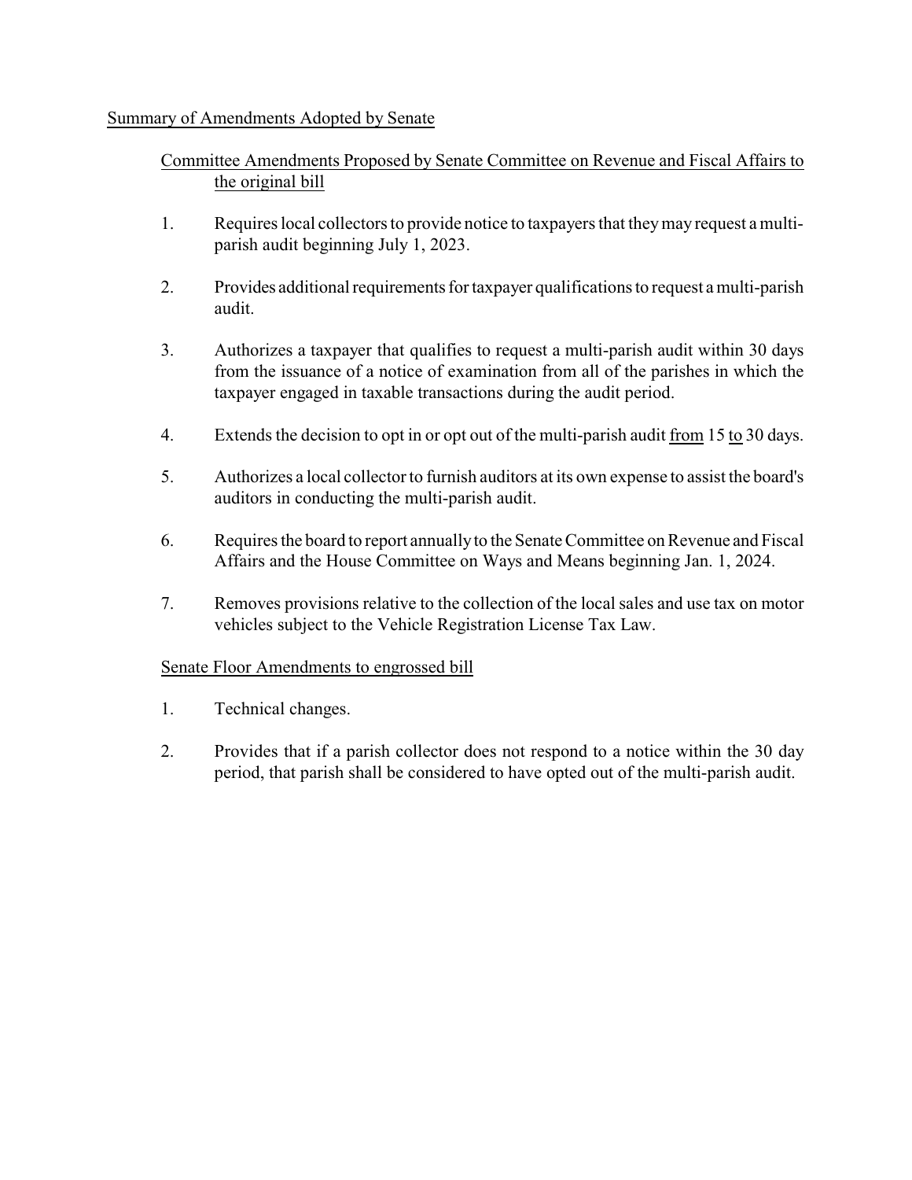Summary of Amendments Adopted by Senate

Committee Amendments Proposed by Senate Committee on Revenue and Fiscal Affairs to the original bill

1. Requires local collectors to provide notice to taxpayers that they may request a multi-parish audit beginning July 1, 2023.

2. Provides additional requirements for taxpayer qualifications to request a multi-parish audit.

3. Authorizes a taxpayer that qualifies to request a multi-parish audit within 30 days from the issuance of a notice of examination from all of the parishes in which the taxpayer engaged in taxable transactions during the audit period.

4. Extends the decision to opt in or opt out of the multi-parish audit from 15 to 30 days.

5. Authorizes a local collector to furnish auditors at its own expense to assist the board's auditors in conducting the multi-parish audit.

6. Requires the board to report annually to the Senate Committee on Revenue and Fiscal Affairs and the House Committee on Ways and Means beginning Jan. 1, 2024.

7. Removes provisions relative to the collection of the local sales and use tax on motor vehicles subject to the Vehicle Registration License Tax Law.

Senate Floor Amendments to engrossed bill

1. Technical changes.

2. Provides that if a parish collector does not respond to a notice within the 30 day period, that parish shall be considered to have opted out of the multi-parish audit.